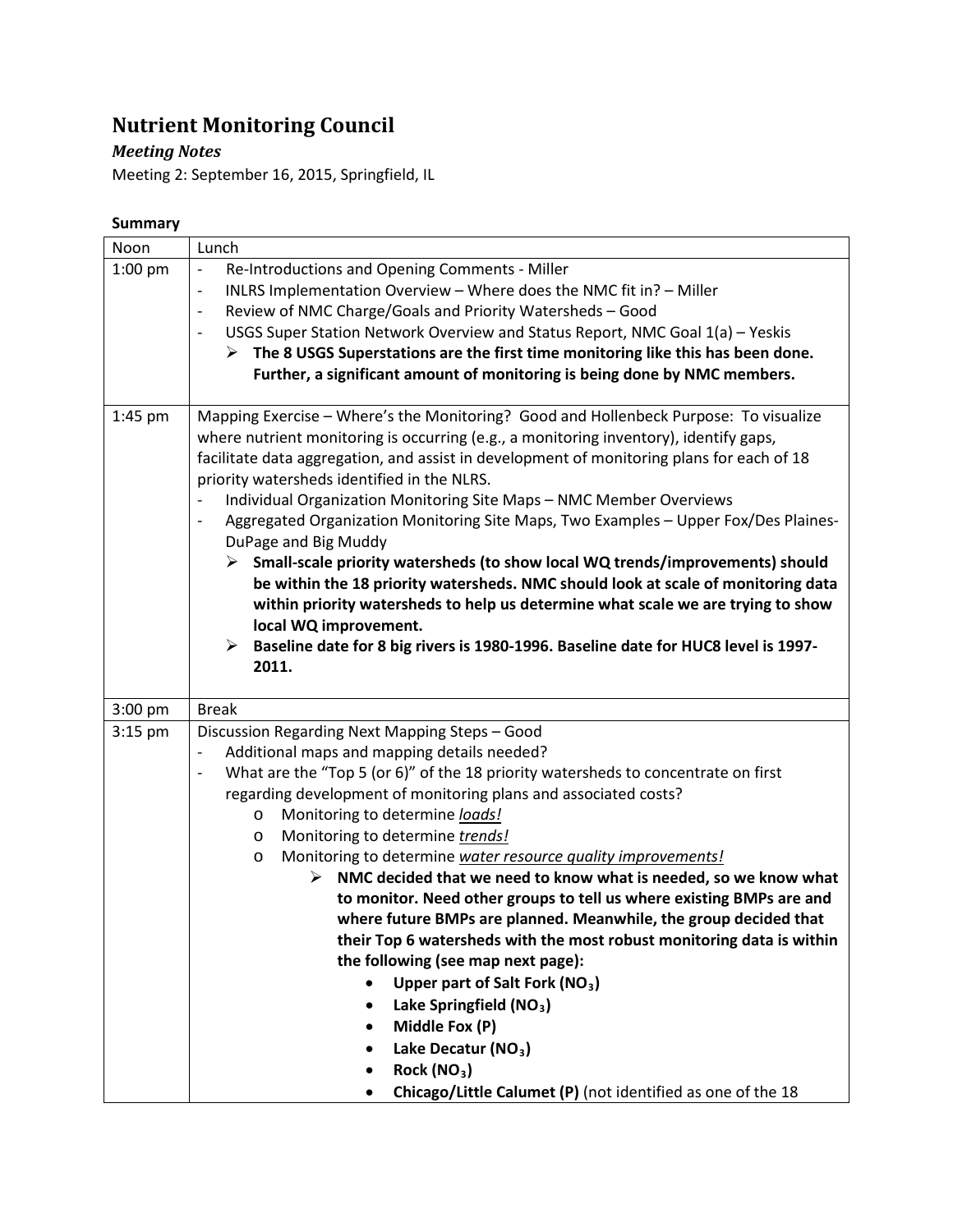# Nutrient Monitoring Council

### *Meeting Notes*

Meeting 2: September 16, 2015, Springfield, IL

**Summary**

| Time | Agenda |
|---|---|
| Noon | Lunch |
| 1:00 pm | - Re-Introductions and Opening Comments - Miller<br>- INLRS Implementation Overview – Where does the NMC fit in? – Miller<br>- Review of NMC Charge/Goals and Priority Watersheds – Good<br>- USGS Super Station Network Overview and Status Report, NMC Goal 1(a) – Yeskis<br>➢ **The 8 USGS Superstations are the first time monitoring like this has been done. Further, a significant amount of monitoring is being done by NMC members.** |
| 1:45 pm | Mapping Exercise – Where's the Monitoring? Good and Hollenbeck Purpose: To visualize where nutrient monitoring is occurring (e.g., a monitoring inventory), identify gaps, facilitate data aggregation, and assist in development of monitoring plans for each of 18 priority watersheds identified in the NLRS.<br>- Individual Organization Monitoring Site Maps – NMC Member Overviews<br>- Aggregated Organization Monitoring Site Maps, Two Examples – Upper Fox/Des Plaines-DuPage and Big Muddy<br>➢ **Small-scale priority watersheds (to show local WQ trends/improvements) should be within the 18 priority watersheds. NMC should look at scale of monitoring data within priority watersheds to help us determine what scale we are trying to show local WQ improvement.**<br>➢ **Baseline date for 8 big rivers is 1980-1996. Baseline date for HUC8 level is 1997-2011.** |
| 3:00 pm | Break |
| 3:15 pm | Discussion Regarding Next Mapping Steps – Good<br>- Additional maps and mapping details needed?<br>- What are the "Top 5 (or 6)" of the 18 priority watersheds to concentrate on first regarding development of monitoring plans and associated costs?<br>o Monitoring to determine *loads!*<br>o Monitoring to determine *trends!*<br>o Monitoring to determine *water resource quality improvements!*<br>➢ **NMC decided that we need to know what is needed, so we know what to monitor. Need other groups to tell us where existing BMPs are and where future BMPs are planned. Meanwhile, the group decided that their Top 6 watersheds with the most robust monitoring data is within the following (see map next page):**<br>• **Upper part of Salt Fork ($NO_3$)**<br>• **Lake Springfield ($NO_3$)**<br>• **Middle Fox (P)**<br>• **Lake Decatur ($NO_3$)**<br>• **Rock ($NO_3$)**<br>• **Chicago/Little Calumet (P)** (not identified as one of the 18 |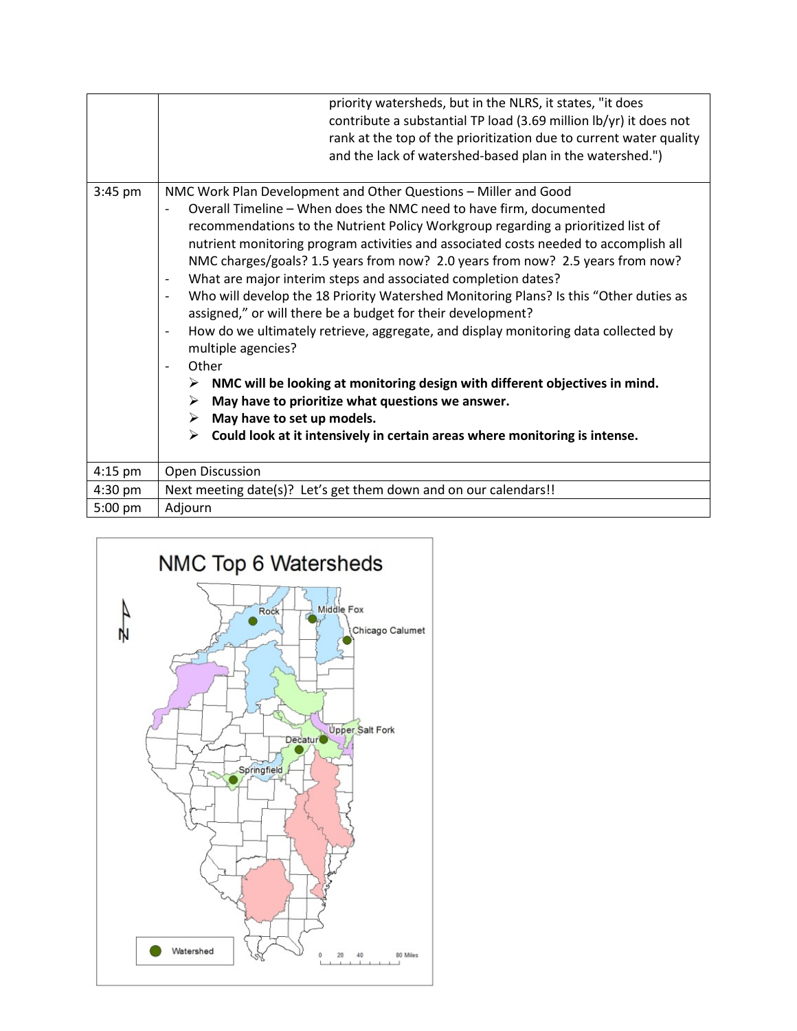| | |
|---|---|
| | priority watersheds, but in the NLRS, it states, "it does contribute a substantial TP load (3.69 million lb/yr) it does not rank at the top of the prioritization due to current water quality and the lack of watershed-based plan in the watershed.") |
| 3:45 pm | NMC Work Plan Development and Other Questions – Miller and Good<br>- Overall Timeline – When does the NMC need to have firm, documented recommendations to the Nutrient Policy Workgroup regarding a prioritized list of nutrient monitoring program activities and associated costs needed to accomplish all NMC charges/goals? 1.5 years from now? 2.0 years from now? 2.5 years from now?<br>- What are major interim steps and associated completion dates?<br>- Who will develop the 18 Priority Watershed Monitoring Plans? Is this "Other duties as assigned," or will there be a budget for their development?<br>- How do we ultimately retrieve, aggregate, and display monitoring data collected by multiple agencies?<br>- Other<br>➢ **NMC will be looking at monitoring design with different objectives in mind.**<br>➢ **May have to prioritize what questions we answer.**<br>➢ **May have to set up models.**<br>➢ **Could look at it intensively in certain areas where monitoring is intense.** |
| 4:15 pm | Open Discussion |
| 4:30 pm | Next meeting date(s)? Let's get them down and on our calendars!! |
| 5:00 pm | Adjourn |

NMC Top 6 Watersheds

Rock, Middle Fox, Chicago Calumet, Upper Salt Fork, Decatur, Springfield

Watershed

0 20 40 80 Miles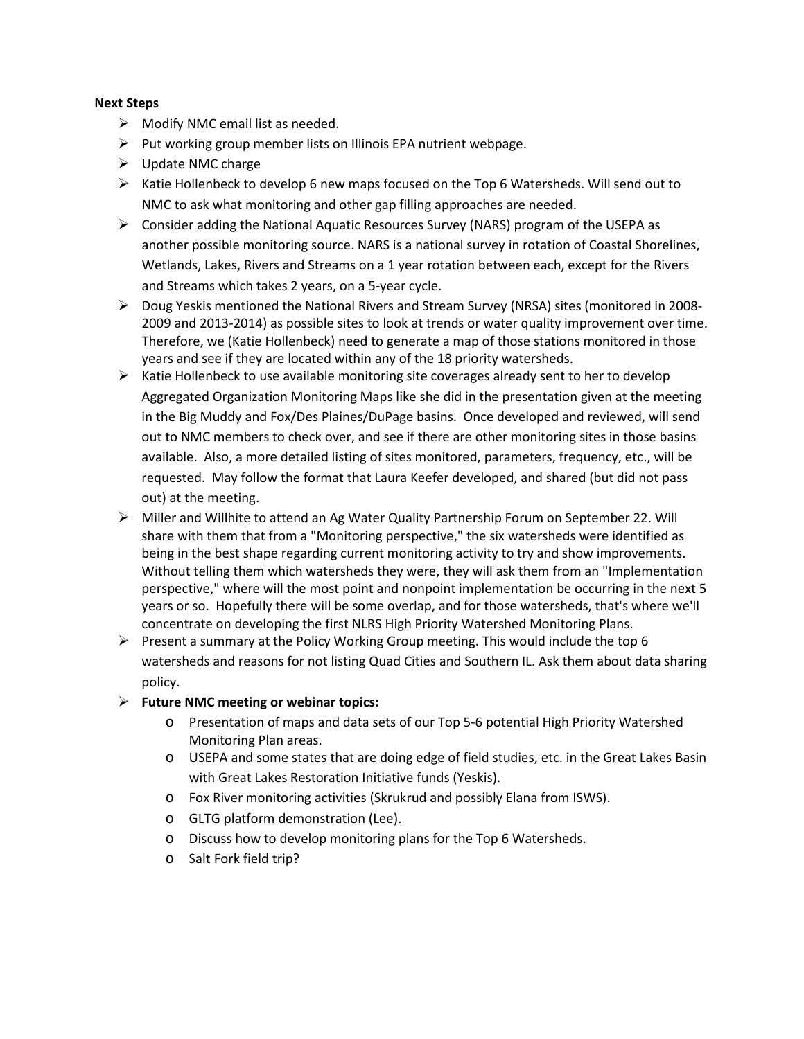**Next Steps**

- Modify NMC email list as needed.
- Put working group member lists on Illinois EPA nutrient webpage.
- Update NMC charge
- Katie Hollenbeck to develop 6 new maps focused on the Top 6 Watersheds. Will send out to NMC to ask what monitoring and other gap filling approaches are needed.
- Consider adding the National Aquatic Resources Survey (NARS) program of the USEPA as another possible monitoring source. NARS is a national survey in rotation of Coastal Shorelines, Wetlands, Lakes, Rivers and Streams on a 1 year rotation between each, except for the Rivers and Streams which takes 2 years, on a 5-year cycle.
- Doug Yeskis mentioned the National Rivers and Stream Survey (NRSA) sites (monitored in 2008-2009 and 2013-2014) as possible sites to look at trends or water quality improvement over time. Therefore, we (Katie Hollenbeck) need to generate a map of those stations monitored in those years and see if they are located within any of the 18 priority watersheds.
- Katie Hollenbeck to use available monitoring site coverages already sent to her to develop Aggregated Organization Monitoring Maps like she did in the presentation given at the meeting in the Big Muddy and Fox/Des Plaines/DuPage basins. Once developed and reviewed, will send out to NMC members to check over, and see if there are other monitoring sites in those basins available. Also, a more detailed listing of sites monitored, parameters, frequency, etc., will be requested. May follow the format that Laura Keefer developed, and shared (but did not pass out) at the meeting.
- Miller and Willhite to attend an Ag Water Quality Partnership Forum on September 22. Will share with them that from a "Monitoring perspective," the six watersheds were identified as being in the best shape regarding current monitoring activity to try and show improvements. Without telling them which watersheds they were, they will ask them from an "Implementation perspective," where will the most point and nonpoint implementation be occurring in the next 5 years or so. Hopefully there will be some overlap, and for those watersheds, that's where we'll concentrate on developing the first NLRS High Priority Watershed Monitoring Plans.
- Present a summary at the Policy Working Group meeting. This would include the top 6 watersheds and reasons for not listing Quad Cities and Southern IL. Ask them about data sharing policy.
- **Future NMC meeting or webinar topics:**
  - Presentation of maps and data sets of our Top 5-6 potential High Priority Watershed Monitoring Plan areas.
  - USEPA and some states that are doing edge of field studies, etc. in the Great Lakes Basin with Great Lakes Restoration Initiative funds (Yeskis).
  - Fox River monitoring activities (Skrukrud and possibly Elana from ISWS).
  - GLTG platform demonstration (Lee).
  - Discuss how to develop monitoring plans for the Top 6 Watersheds.
  - Salt Fork field trip?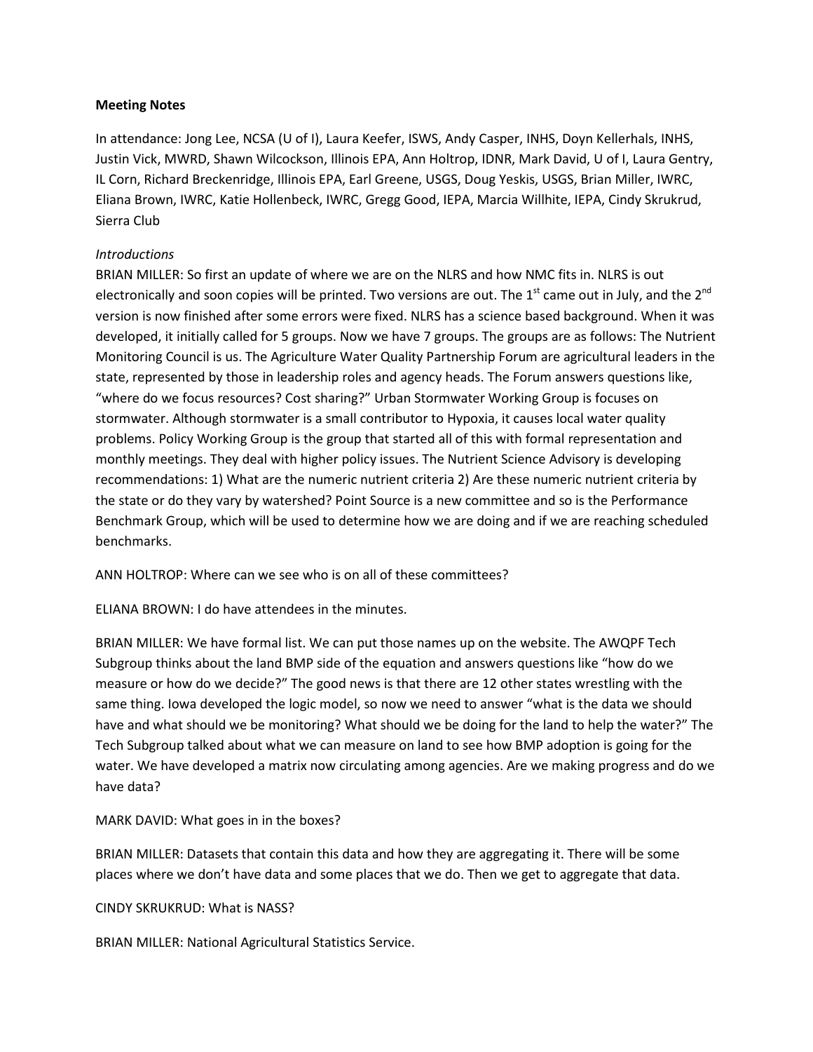**Meeting Notes**

In attendance: Jong Lee, NCSA (U of I), Laura Keefer, ISWS, Andy Casper, INHS, Doyn Kellerhals, INHS, Justin Vick, MWRD, Shawn Wilcockson, Illinois EPA, Ann Holtrop, IDNR, Mark David, U of I, Laura Gentry, IL Corn, Richard Breckenridge, Illinois EPA, Earl Greene, USGS, Doug Yeskis, USGS, Brian Miller, IWRC, Eliana Brown, IWRC, Katie Hollenbeck, IWRC, Gregg Good, IEPA, Marcia Willhite, IEPA, Cindy Skrukrud, Sierra Club

*Introductions*

BRIAN MILLER: So first an update of where we are on the NLRS and how NMC fits in. NLRS is out electronically and soon copies will be printed. Two versions are out. The 1st came out in July, and the 2nd version is now finished after some errors were fixed. NLRS has a science based background. When it was developed, it initially called for 5 groups. Now we have 7 groups. The groups are as follows: The Nutrient Monitoring Council is us. The Agriculture Water Quality Partnership Forum are agricultural leaders in the state, represented by those in leadership roles and agency heads. The Forum answers questions like, "where do we focus resources? Cost sharing?" Urban Stormwater Working Group is focuses on stormwater. Although stormwater is a small contributor to Hypoxia, it causes local water quality problems. Policy Working Group is the group that started all of this with formal representation and monthly meetings. They deal with higher policy issues. The Nutrient Science Advisory is developing recommendations: 1) What are the numeric nutrient criteria 2) Are these numeric nutrient criteria by the state or do they vary by watershed? Point Source is a new committee and so is the Performance Benchmark Group, which will be used to determine how we are doing and if we are reaching scheduled benchmarks.

ANN HOLTROP: Where can we see who is on all of these committees?

ELIANA BROWN: I do have attendees in the minutes.

BRIAN MILLER: We have formal list. We can put those names up on the website. The AWQPF Tech Subgroup thinks about the land BMP side of the equation and answers questions like "how do we measure or how do we decide?" The good news is that there are 12 other states wrestling with the same thing. Iowa developed the logic model, so now we need to answer "what is the data we should have and what should we be monitoring? What should we be doing for the land to help the water?" The Tech Subgroup talked about what we can measure on land to see how BMP adoption is going for the water. We have developed a matrix now circulating among agencies. Are we making progress and do we have data?

MARK DAVID: What goes in in the boxes?

BRIAN MILLER: Datasets that contain this data and how they are aggregating it. There will be some places where we don't have data and some places that we do. Then we get to aggregate that data.

CINDY SKRUKRUD: What is NASS?

BRIAN MILLER: National Agricultural Statistics Service.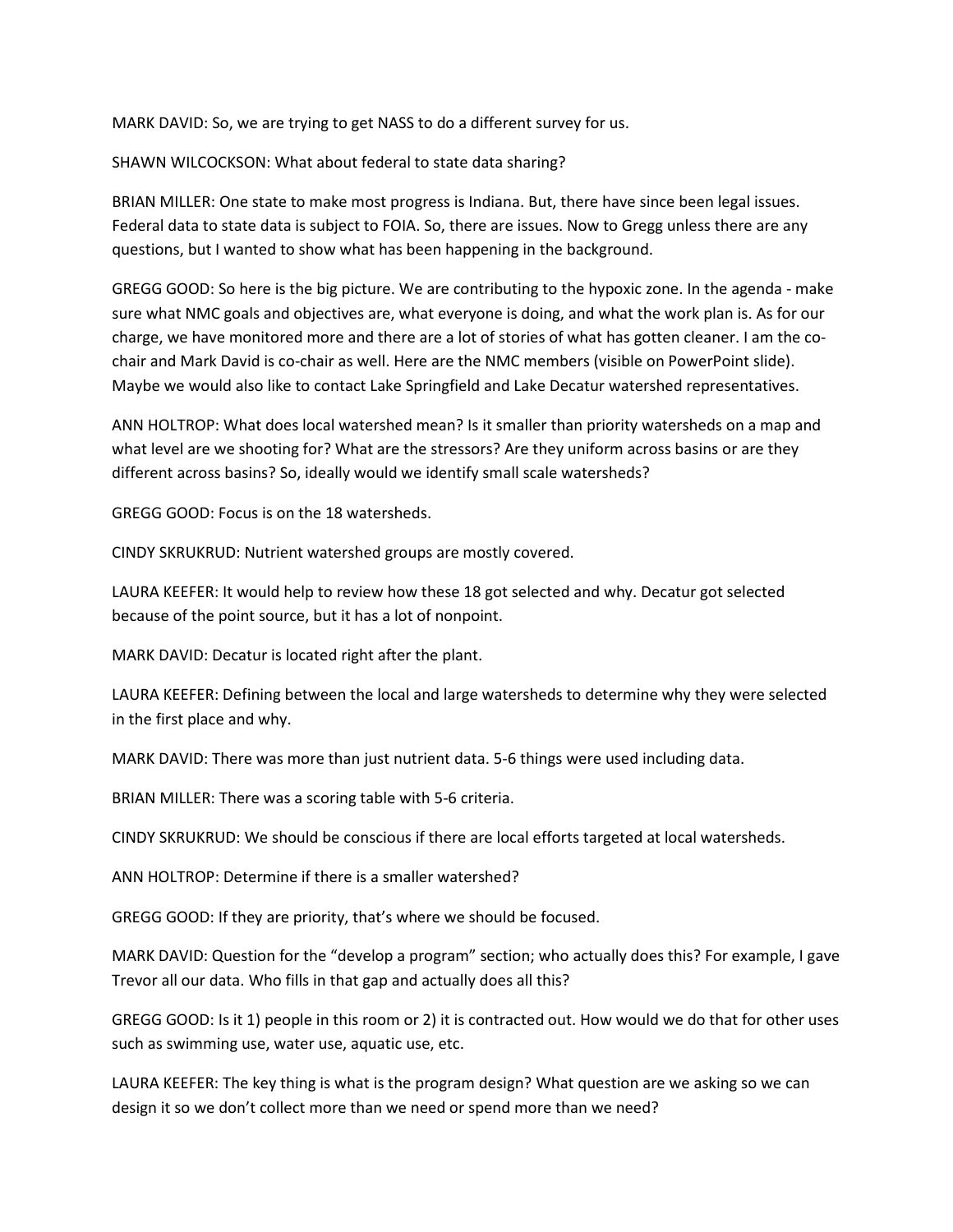MARK DAVID: So, we are trying to get NASS to do a different survey for us.

SHAWN WILCOCKSON: What about federal to state data sharing?

BRIAN MILLER: One state to make most progress is Indiana. But, there have since been legal issues. Federal data to state data is subject to FOIA. So, there are issues. Now to Gregg unless there are any questions, but I wanted to show what has been happening in the background.

GREGG GOOD: So here is the big picture. We are contributing to the hypoxic zone. In the agenda - make sure what NMC goals and objectives are, what everyone is doing, and what the work plan is. As for our charge, we have monitored more and there are a lot of stories of what has gotten cleaner. I am the co-chair and Mark David is co-chair as well. Here are the NMC members (visible on PowerPoint slide). Maybe we would also like to contact Lake Springfield and Lake Decatur watershed representatives.

ANN HOLTROP: What does local watershed mean? Is it smaller than priority watersheds on a map and what level are we shooting for? What are the stressors? Are they uniform across basins or are they different across basins? So, ideally would we identify small scale watersheds?

GREGG GOOD: Focus is on the 18 watersheds.

CINDY SKRUKRUD: Nutrient watershed groups are mostly covered.

LAURA KEEFER: It would help to review how these 18 got selected and why. Decatur got selected because of the point source, but it has a lot of nonpoint.

MARK DAVID: Decatur is located right after the plant.

LAURA KEEFER: Defining between the local and large watersheds to determine why they were selected in the first place and why.

MARK DAVID: There was more than just nutrient data. 5-6 things were used including data.

BRIAN MILLER: There was a scoring table with 5-6 criteria.

CINDY SKRUKRUD: We should be conscious if there are local efforts targeted at local watersheds.

ANN HOLTROP: Determine if there is a smaller watershed?

GREGG GOOD: If they are priority, that's where we should be focused.

MARK DAVID: Question for the "develop a program" section; who actually does this? For example, I gave Trevor all our data. Who fills in that gap and actually does all this?

GREGG GOOD: Is it 1) people in this room or 2) it is contracted out. How would we do that for other uses such as swimming use, water use, aquatic use, etc.

LAURA KEEFER: The key thing is what is the program design? What question are we asking so we can design it so we don't collect more than we need or spend more than we need?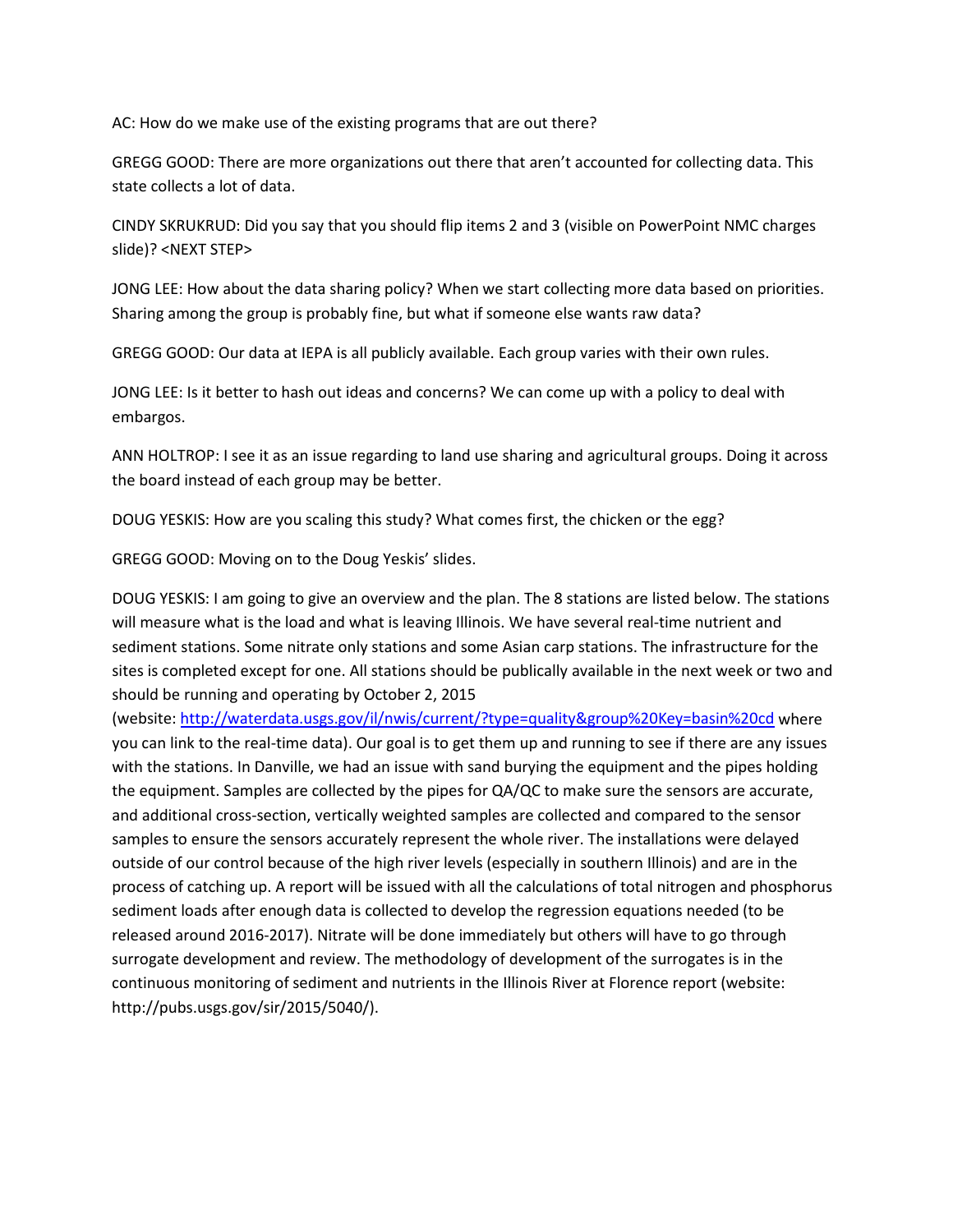AC: How do we make use of the existing programs that are out there?

GREGG GOOD: There are more organizations out there that aren't accounted for collecting data. This state collects a lot of data.

CINDY SKRUKRUD: Did you say that you should flip items 2 and 3 (visible on PowerPoint NMC charges slide)? <NEXT STEP>

JONG LEE: How about the data sharing policy? When we start collecting more data based on priorities. Sharing among the group is probably fine, but what if someone else wants raw data?

GREGG GOOD: Our data at IEPA is all publicly available. Each group varies with their own rules.

JONG LEE: Is it better to hash out ideas and concerns? We can come up with a policy to deal with embargos.

ANN HOLTROP: I see it as an issue regarding to land use sharing and agricultural groups. Doing it across the board instead of each group may be better.

DOUG YESKIS: How are you scaling this study? What comes first, the chicken or the egg?

GREGG GOOD: Moving on to the Doug Yeskis' slides.

DOUG YESKIS: I am going to give an overview and the plan. The 8 stations are listed below. The stations will measure what is the load and what is leaving Illinois. We have several real-time nutrient and sediment stations. Some nitrate only stations and some Asian carp stations. The infrastructure for the sites is completed except for one. All stations should be publically available in the next week or two and should be running and operating by October 2, 2015 (website: [http://waterdata.usgs.gov/il/nwis/current/?type=quality&group%20Key=basin%20cd](http://waterdata.usgs.gov/il/nwis/current/?type=quality&group%20Key=basin%20cd) where you can link to the real-time data). Our goal is to get them up and running to see if there are any issues with the stations. In Danville, we had an issue with sand burying the equipment and the pipes holding the equipment. Samples are collected by the pipes for QA/QC to make sure the sensors are accurate, and additional cross-section, vertically weighted samples are collected and compared to the sensor samples to ensure the sensors accurately represent the whole river. The installations were delayed outside of our control because of the high river levels (especially in southern Illinois) and are in the process of catching up. A report will be issued with all the calculations of total nitrogen and phosphorus sediment loads after enough data is collected to develop the regression equations needed (to be released around 2016-2017). Nitrate will be done immediately but others will have to go through surrogate development and review. The methodology of development of the surrogates is in the continuous monitoring of sediment and nutrients in the Illinois River at Florence report (website: http://pubs.usgs.gov/sir/2015/5040/).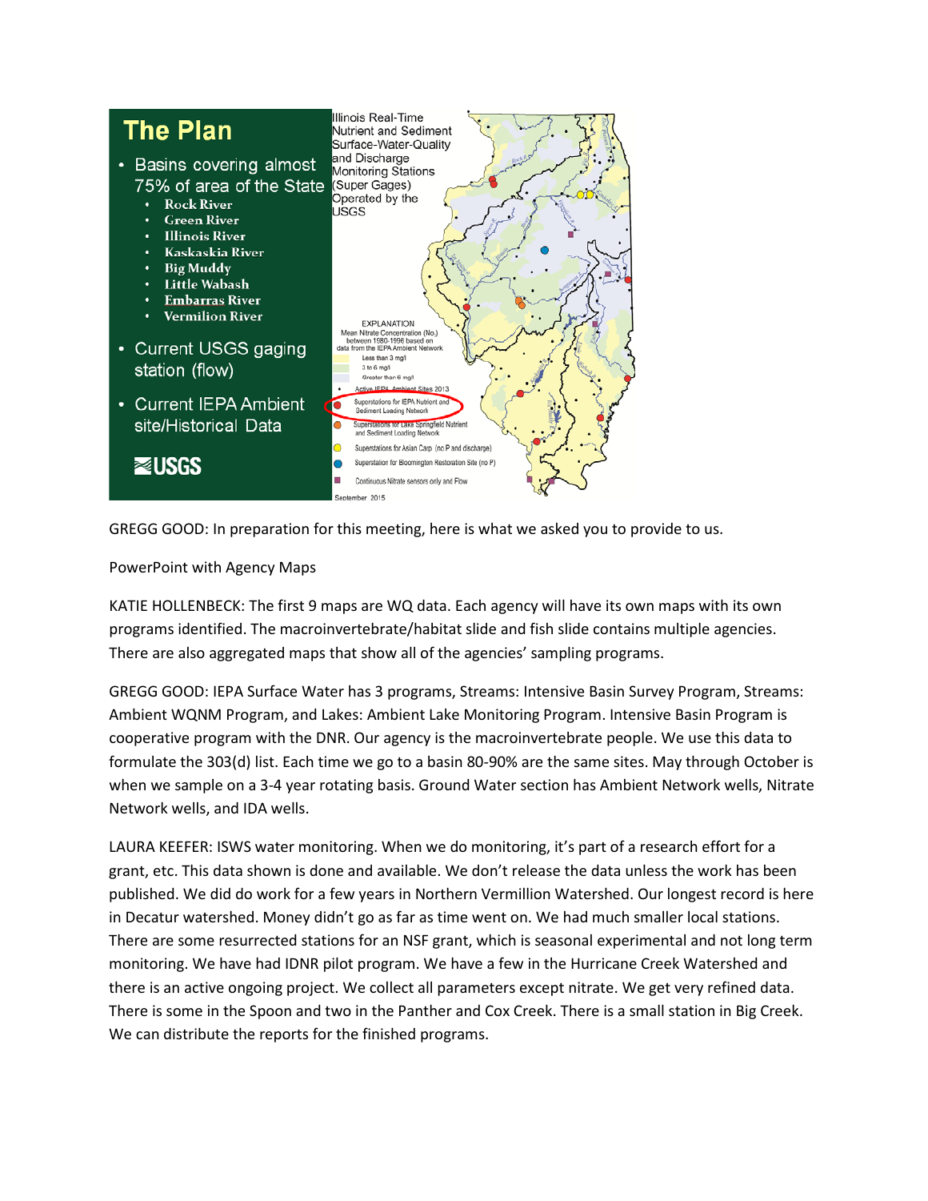## The Plan

- Basins covering almost 75% of area of the State
  - Rock River
  - Green River
  - Illinois River
  - Kaskaskia River
  - Big Muddy
  - Little Wabash
  - Embarras River
  - Vermilion River
- Current USGS gaging station (flow)
- Current IEPA Ambient site/Historical Data

USGS

Illinois Real-Time Nutrient and Sediment Surface-Water-Quality and Discharge Monitoring Stations (Super Gages) Operated by the USGS

EXPLANATION

Mean Nitrate Concentration (No.) between 1980-1996 based on data from the IEPA Ambient Network

- Less than 3 mg/l
- 3 to 6 mg/l
- Greater than 6 mg/l
- Active IEPA Ambient Sites 2013
- Superstations for IEPA Nutrient and Sediment Loading Network
- Superstations for Lake Springfield Nutrient and Sediment Loading Network
- Superstations for Asian Carp (no P and discharge)
- Superstation for Bloomington Restoration Site (no P)
- Continuous Nitrate sensors only and Flow

September 2015

GREGG GOOD: In preparation for this meeting, here is what we asked you to provide to us.

PowerPoint with Agency Maps

KATIE HOLLENBECK: The first 9 maps are WQ data. Each agency will have its own maps with its own programs identified. The macroinvertebrate/habitat slide and fish slide contains multiple agencies. There are also aggregated maps that show all of the agencies' sampling programs.

GREGG GOOD: IEPA Surface Water has 3 programs, Streams: Intensive Basin Survey Program, Streams: Ambient WQNM Program, and Lakes: Ambient Lake Monitoring Program. Intensive Basin Program is cooperative program with the DNR. Our agency is the macroinvertebrate people. We use this data to formulate the 303(d) list. Each time we go to a basin 80-90% are the same sites. May through October is when we sample on a 3-4 year rotating basis. Ground Water section has Ambient Network wells, Nitrate Network wells, and IDA wells.

LAURA KEEFER: ISWS water monitoring. When we do monitoring, it's part of a research effort for a grant, etc. This data shown is done and available. We don't release the data unless the work has been published. We did do work for a few years in Northern Vermillion Watershed. Our longest record is here in Decatur watershed. Money didn't go as far as time went on. We had much smaller local stations. There are some resurrected stations for an NSF grant, which is seasonal experimental and not long term monitoring. We have had IDNR pilot program. We have a few in the Hurricane Creek Watershed and there is an active ongoing project. We collect all parameters except nitrate. We get very refined data. There is some in the Spoon and two in the Panther and Cox Creek. There is a small station in Big Creek. We can distribute the reports for the finished programs.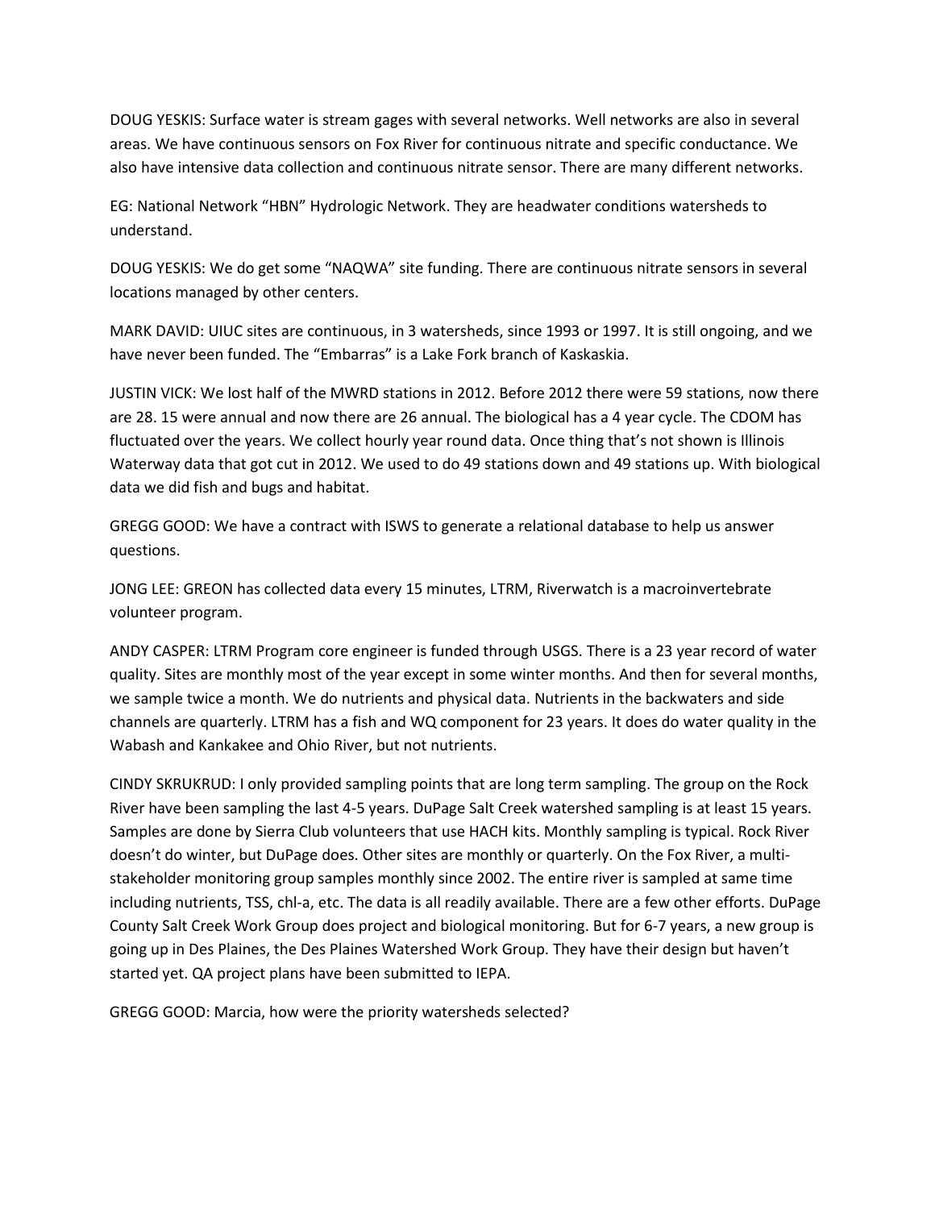DOUG YESKIS: Surface water is stream gages with several networks. Well networks are also in several areas. We have continuous sensors on Fox River for continuous nitrate and specific conductance. We also have intensive data collection and continuous nitrate sensor. There are many different networks.

EG: National Network "HBN" Hydrologic Network. They are headwater conditions watersheds to understand.

DOUG YESKIS: We do get some "NAQWA" site funding. There are continuous nitrate sensors in several locations managed by other centers.

MARK DAVID: UIUC sites are continuous, in 3 watersheds, since 1993 or 1997. It is still ongoing, and we have never been funded. The "Embarras" is a Lake Fork branch of Kaskaskia.

JUSTIN VICK: We lost half of the MWRD stations in 2012. Before 2012 there were 59 stations, now there are 28. 15 were annual and now there are 26 annual. The biological has a 4 year cycle. The CDOM has fluctuated over the years. We collect hourly year round data. Once thing that's not shown is Illinois Waterway data that got cut in 2012. We used to do 49 stations down and 49 stations up. With biological data we did fish and bugs and habitat.

GREGG GOOD: We have a contract with ISWS to generate a relational database to help us answer questions.

JONG LEE: GREON has collected data every 15 minutes, LTRM, Riverwatch is a macroinvertebrate volunteer program.

ANDY CASPER: LTRM Program core engineer is funded through USGS. There is a 23 year record of water quality. Sites are monthly most of the year except in some winter months. And then for several months, we sample twice a month. We do nutrients and physical data. Nutrients in the backwaters and side channels are quarterly. LTRM has a fish and WQ component for 23 years. It does do water quality in the Wabash and Kankakee and Ohio River, but not nutrients.

CINDY SKRUKRUD: I only provided sampling points that are long term sampling. The group on the Rock River have been sampling the last 4-5 years. DuPage Salt Creek watershed sampling is at least 15 years. Samples are done by Sierra Club volunteers that use HACH kits. Monthly sampling is typical. Rock River doesn't do winter, but DuPage does. Other sites are monthly or quarterly. On the Fox River, a multi-stakeholder monitoring group samples monthly since 2002. The entire river is sampled at same time including nutrients, TSS, chl-a, etc. The data is all readily available. There are a few other efforts. DuPage County Salt Creek Work Group does project and biological monitoring. But for 6-7 years, a new group is going up in Des Plaines, the Des Plaines Watershed Work Group. They have their design but haven't started yet. QA project plans have been submitted to IEPA.

GREGG GOOD: Marcia, how were the priority watersheds selected?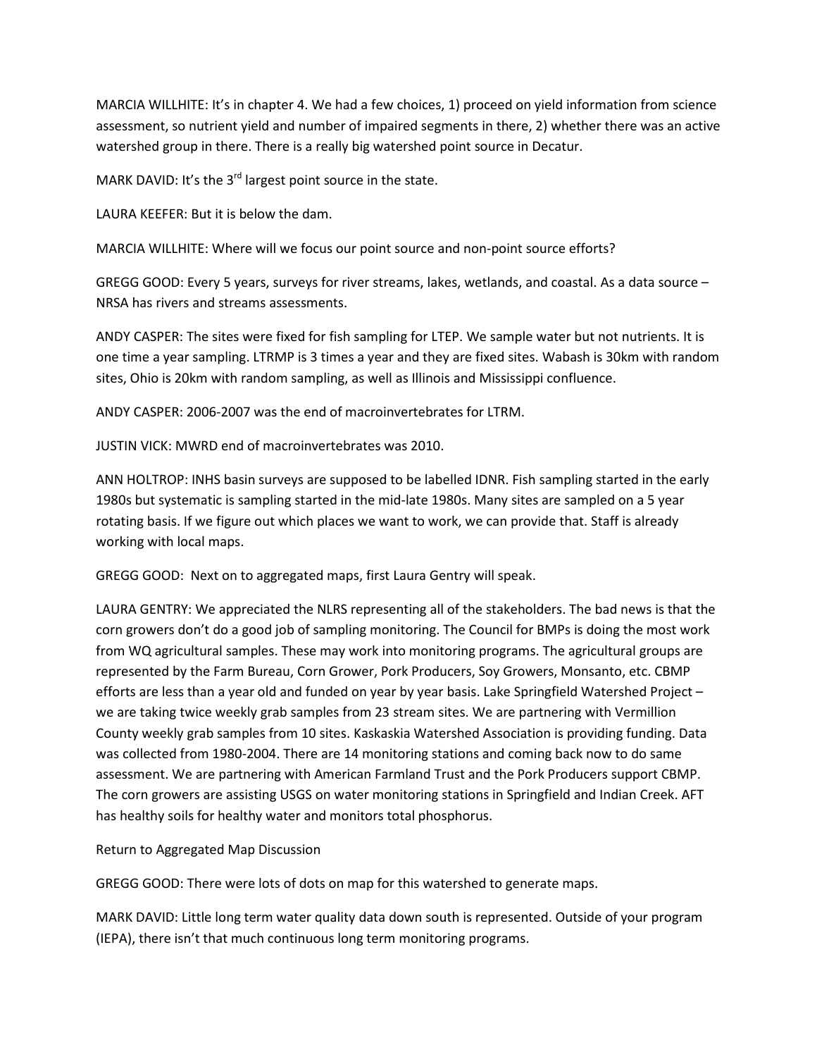MARCIA WILLHITE: It's in chapter 4. We had a few choices, 1) proceed on yield information from science assessment, so nutrient yield and number of impaired segments in there, 2) whether there was an active watershed group in there. There is a really big watershed point source in Decatur.

MARK DAVID: It's the 3rd largest point source in the state.

LAURA KEEFER: But it is below the dam.

MARCIA WILLHITE: Where will we focus our point source and non-point source efforts?

GREGG GOOD: Every 5 years, surveys for river streams, lakes, wetlands, and coastal. As a data source – NRSA has rivers and streams assessments.

ANDY CASPER: The sites were fixed for fish sampling for LTEP. We sample water but not nutrients. It is one time a year sampling. LTRMP is 3 times a year and they are fixed sites. Wabash is 30km with random sites, Ohio is 20km with random sampling, as well as Illinois and Mississippi confluence.

ANDY CASPER: 2006-2007 was the end of macroinvertebrates for LTRM.

JUSTIN VICK: MWRD end of macroinvertebrates was 2010.

ANN HOLTROP: INHS basin surveys are supposed to be labelled IDNR. Fish sampling started in the early 1980s but systematic is sampling started in the mid-late 1980s. Many sites are sampled on a 5 year rotating basis. If we figure out which places we want to work, we can provide that. Staff is already working with local maps.

GREGG GOOD: Next on to aggregated maps, first Laura Gentry will speak.

LAURA GENTRY: We appreciated the NLRS representing all of the stakeholders. The bad news is that the corn growers don't do a good job of sampling monitoring. The Council for BMPs is doing the most work from WQ agricultural samples. These may work into monitoring programs. The agricultural groups are represented by the Farm Bureau, Corn Grower, Pork Producers, Soy Growers, Monsanto, etc. CBMP efforts are less than a year old and funded on year by year basis. Lake Springfield Watershed Project – we are taking twice weekly grab samples from 23 stream sites. We are partnering with Vermillion County weekly grab samples from 10 sites. Kaskaskia Watershed Association is providing funding. Data was collected from 1980-2004. There are 14 monitoring stations and coming back now to do same assessment. We are partnering with American Farmland Trust and the Pork Producers support CBMP. The corn growers are assisting USGS on water monitoring stations in Springfield and Indian Creek. AFT has healthy soils for healthy water and monitors total phosphorus.

Return to Aggregated Map Discussion

GREGG GOOD: There were lots of dots on map for this watershed to generate maps.

MARK DAVID: Little long term water quality data down south is represented. Outside of your program (IEPA), there isn't that much continuous long term monitoring programs.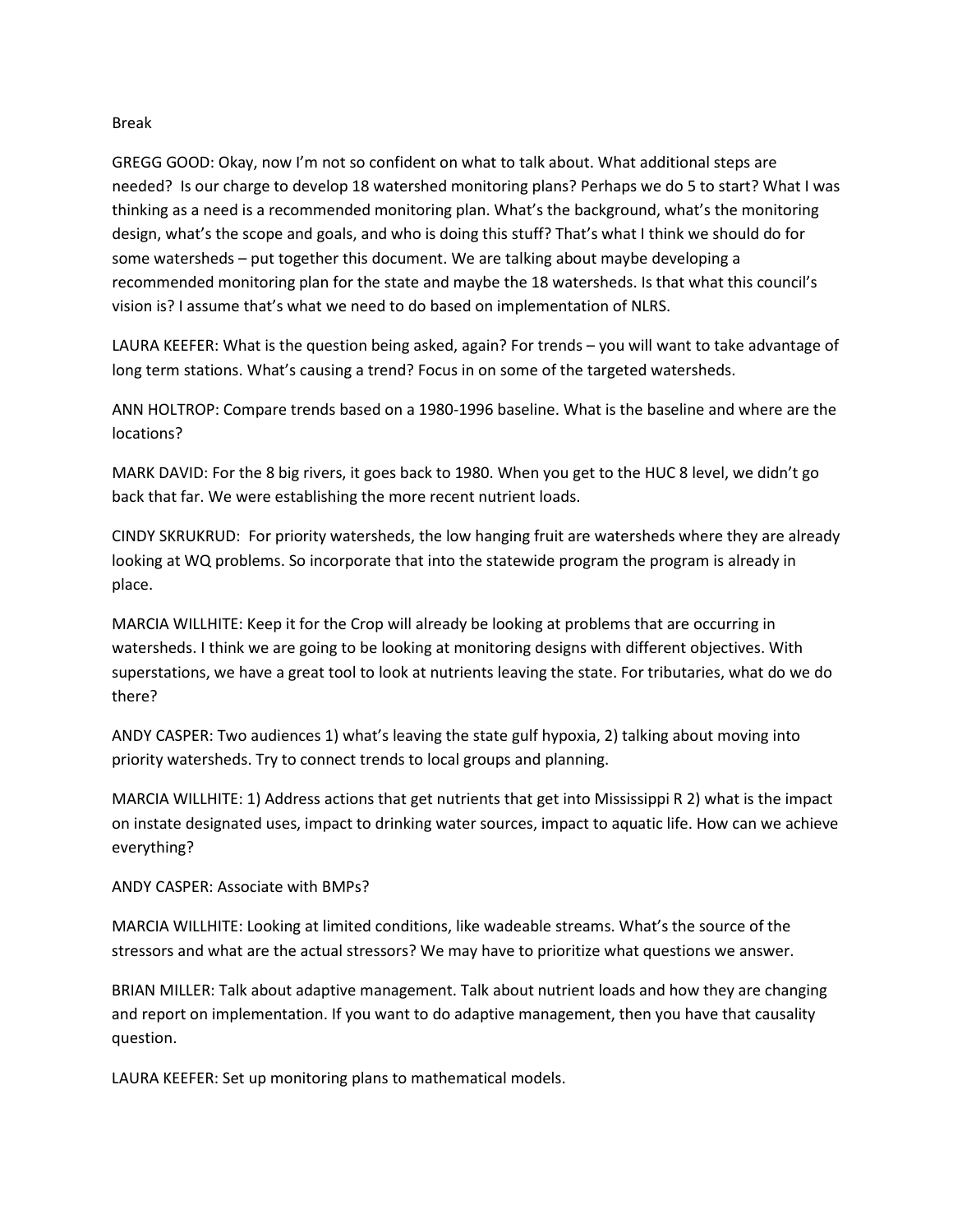Break

GREGG GOOD: Okay, now I'm not so confident on what to talk about. What additional steps are needed? Is our charge to develop 18 watershed monitoring plans? Perhaps we do 5 to start? What I was thinking as a need is a recommended monitoring plan. What's the background, what's the monitoring design, what's the scope and goals, and who is doing this stuff? That's what I think we should do for some watersheds – put together this document. We are talking about maybe developing a recommended monitoring plan for the state and maybe the 18 watersheds. Is that what this council's vision is? I assume that's what we need to do based on implementation of NLRS.

LAURA KEEFER: What is the question being asked, again? For trends – you will want to take advantage of long term stations. What's causing a trend? Focus in on some of the targeted watersheds.

ANN HOLTROP: Compare trends based on a 1980-1996 baseline. What is the baseline and where are the locations?

MARK DAVID: For the 8 big rivers, it goes back to 1980. When you get to the HUC 8 level, we didn't go back that far. We were establishing the more recent nutrient loads.

CINDY SKRUKRUD: For priority watersheds, the low hanging fruit are watersheds where they are already looking at WQ problems. So incorporate that into the statewide program the program is already in place.

MARCIA WILLHITE: Keep it for the Crop will already be looking at problems that are occurring in watersheds. I think we are going to be looking at monitoring designs with different objectives. With superstations, we have a great tool to look at nutrients leaving the state. For tributaries, what do we do there?

ANDY CASPER: Two audiences 1) what's leaving the state gulf hypoxia, 2) talking about moving into priority watersheds. Try to connect trends to local groups and planning.

MARCIA WILLHITE: 1) Address actions that get nutrients that get into Mississippi R 2) what is the impact on instate designated uses, impact to drinking water sources, impact to aquatic life. How can we achieve everything?

ANDY CASPER: Associate with BMPs?

MARCIA WILLHITE: Looking at limited conditions, like wadeable streams. What's the source of the stressors and what are the actual stressors? We may have to prioritize what questions we answer.

BRIAN MILLER: Talk about adaptive management. Talk about nutrient loads and how they are changing and report on implementation. If you want to do adaptive management, then you have that causality question.

LAURA KEEFER: Set up monitoring plans to mathematical models.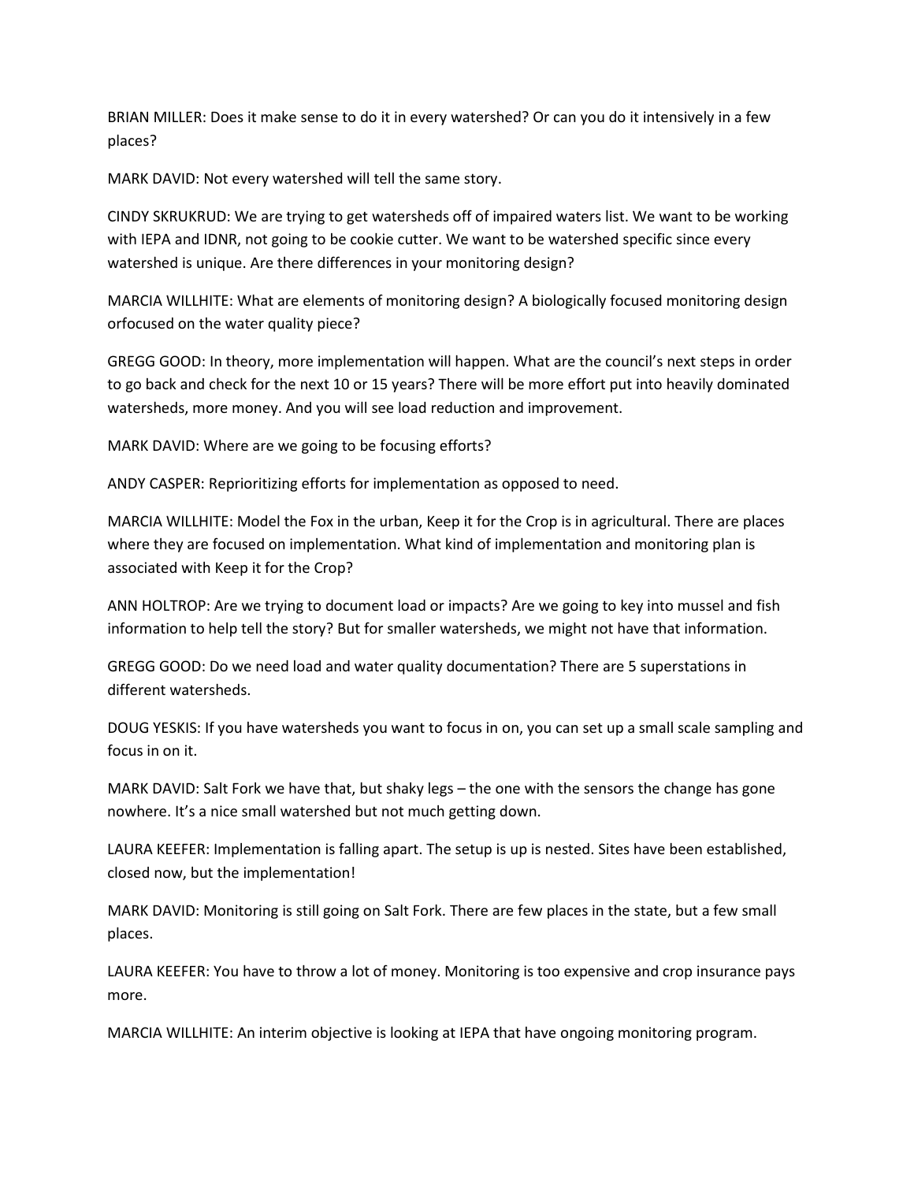BRIAN MILLER: Does it make sense to do it in every watershed? Or can you do it intensively in a few places?

MARK DAVID: Not every watershed will tell the same story.

CINDY SKRUKRUD: We are trying to get watersheds off of impaired waters list. We want to be working with IEPA and IDNR, not going to be cookie cutter. We want to be watershed specific since every watershed is unique. Are there differences in your monitoring design?

MARCIA WILLHITE: What are elements of monitoring design? A biologically focused monitoring design orfocused on the water quality piece?

GREGG GOOD: In theory, more implementation will happen. What are the council's next steps in order to go back and check for the next 10 or 15 years? There will be more effort put into heavily dominated watersheds, more money. And you will see load reduction and improvement.

MARK DAVID: Where are we going to be focusing efforts?

ANDY CASPER: Reprioritizing efforts for implementation as opposed to need.

MARCIA WILLHITE: Model the Fox in the urban, Keep it for the Crop is in agricultural. There are places where they are focused on implementation. What kind of implementation and monitoring plan is associated with Keep it for the Crop?

ANN HOLTROP: Are we trying to document load or impacts? Are we going to key into mussel and fish information to help tell the story? But for smaller watersheds, we might not have that information.

GREGG GOOD: Do we need load and water quality documentation? There are 5 superstations in different watersheds.

DOUG YESKIS: If you have watersheds you want to focus in on, you can set up a small scale sampling and focus in on it.

MARK DAVID: Salt Fork we have that, but shaky legs – the one with the sensors the change has gone nowhere. It's a nice small watershed but not much getting down.

LAURA KEEFER: Implementation is falling apart. The setup is up is nested. Sites have been established, closed now, but the implementation!

MARK DAVID: Monitoring is still going on Salt Fork. There are few places in the state, but a few small places.

LAURA KEEFER: You have to throw a lot of money. Monitoring is too expensive and crop insurance pays more.

MARCIA WILLHITE: An interim objective is looking at IEPA that have ongoing monitoring program.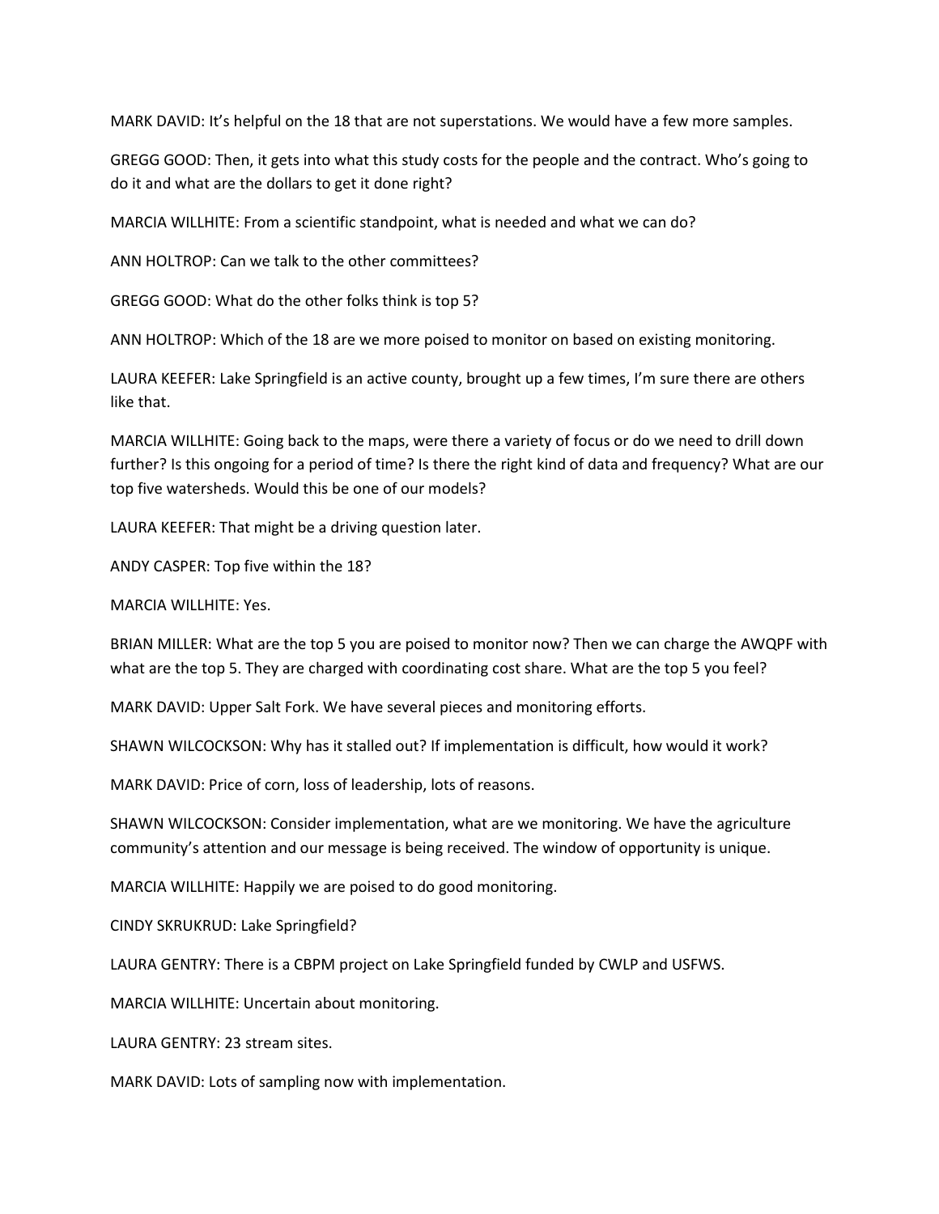MARK DAVID: It's helpful on the 18 that are not superstations. We would have a few more samples.

GREGG GOOD: Then, it gets into what this study costs for the people and the contract. Who's going to do it and what are the dollars to get it done right?

MARCIA WILLHITE: From a scientific standpoint, what is needed and what we can do?

ANN HOLTROP: Can we talk to the other committees?

GREGG GOOD: What do the other folks think is top 5?

ANN HOLTROP: Which of the 18 are we more poised to monitor on based on existing monitoring.

LAURA KEEFER: Lake Springfield is an active county, brought up a few times, I'm sure there are others like that.

MARCIA WILLHITE: Going back to the maps, were there a variety of focus or do we need to drill down further? Is this ongoing for a period of time? Is there the right kind of data and frequency? What are our top five watersheds. Would this be one of our models?

LAURA KEEFER: That might be a driving question later.

ANDY CASPER: Top five within the 18?

MARCIA WILLHITE: Yes.

BRIAN MILLER: What are the top 5 you are poised to monitor now? Then we can charge the AWQPF with what are the top 5. They are charged with coordinating cost share. What are the top 5 you feel?

MARK DAVID: Upper Salt Fork. We have several pieces and monitoring efforts.

SHAWN WILCOCKSON: Why has it stalled out? If implementation is difficult, how would it work?

MARK DAVID: Price of corn, loss of leadership, lots of reasons.

SHAWN WILCOCKSON: Consider implementation, what are we monitoring. We have the agriculture community's attention and our message is being received. The window of opportunity is unique.

MARCIA WILLHITE: Happily we are poised to do good monitoring.

CINDY SKRUKRUD: Lake Springfield?

LAURA GENTRY: There is a CBPM project on Lake Springfield funded by CWLP and USFWS.

MARCIA WILLHITE: Uncertain about monitoring.

LAURA GENTRY: 23 stream sites.

MARK DAVID: Lots of sampling now with implementation.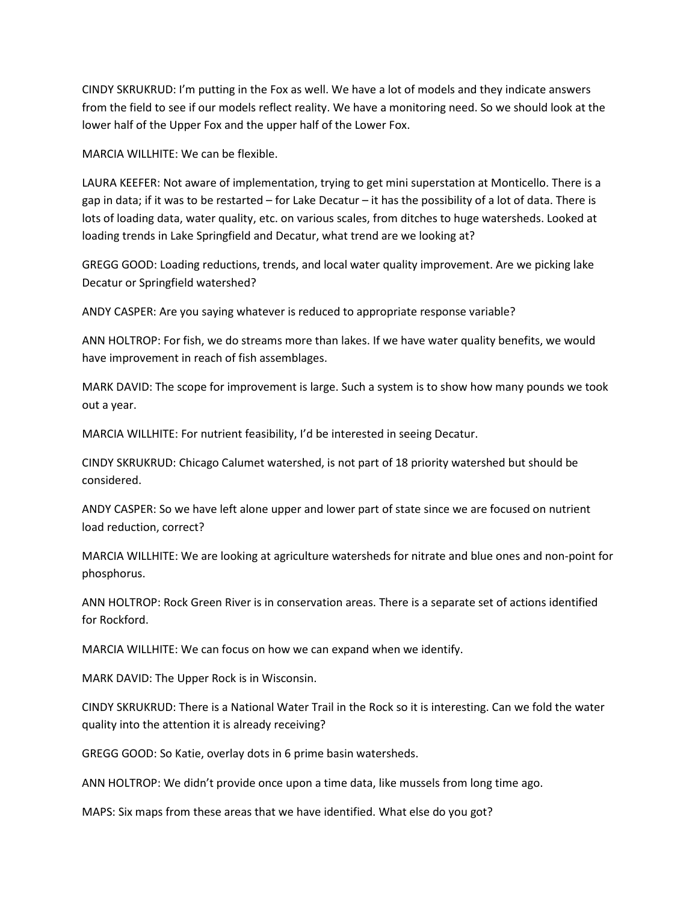CINDY SKRUKRUD: I'm putting in the Fox as well. We have a lot of models and they indicate answers from the field to see if our models reflect reality. We have a monitoring need. So we should look at the lower half of the Upper Fox and the upper half of the Lower Fox.

MARCIA WILLHITE: We can be flexible.

LAURA KEEFER: Not aware of implementation, trying to get mini superstation at Monticello. There is a gap in data; if it was to be restarted – for Lake Decatur – it has the possibility of a lot of data. There is lots of loading data, water quality, etc. on various scales, from ditches to huge watersheds. Looked at loading trends in Lake Springfield and Decatur, what trend are we looking at?

GREGG GOOD: Loading reductions, trends, and local water quality improvement. Are we picking lake Decatur or Springfield watershed?

ANDY CASPER: Are you saying whatever is reduced to appropriate response variable?

ANN HOLTROP: For fish, we do streams more than lakes. If we have water quality benefits, we would have improvement in reach of fish assemblages.

MARK DAVID: The scope for improvement is large. Such a system is to show how many pounds we took out a year.

MARCIA WILLHITE: For nutrient feasibility, I'd be interested in seeing Decatur.

CINDY SKRUKRUD: Chicago Calumet watershed, is not part of 18 priority watershed but should be considered.

ANDY CASPER: So we have left alone upper and lower part of state since we are focused on nutrient load reduction, correct?

MARCIA WILLHITE: We are looking at agriculture watersheds for nitrate and blue ones and non-point for phosphorus.

ANN HOLTROP: Rock Green River is in conservation areas. There is a separate set of actions identified for Rockford.

MARCIA WILLHITE: We can focus on how we can expand when we identify.

MARK DAVID: The Upper Rock is in Wisconsin.

CINDY SKRUKRUD: There is a National Water Trail in the Rock so it is interesting. Can we fold the water quality into the attention it is already receiving?

GREGG GOOD: So Katie, overlay dots in 6 prime basin watersheds.

ANN HOLTROP: We didn't provide once upon a time data, like mussels from long time ago.

MAPS: Six maps from these areas that we have identified. What else do you got?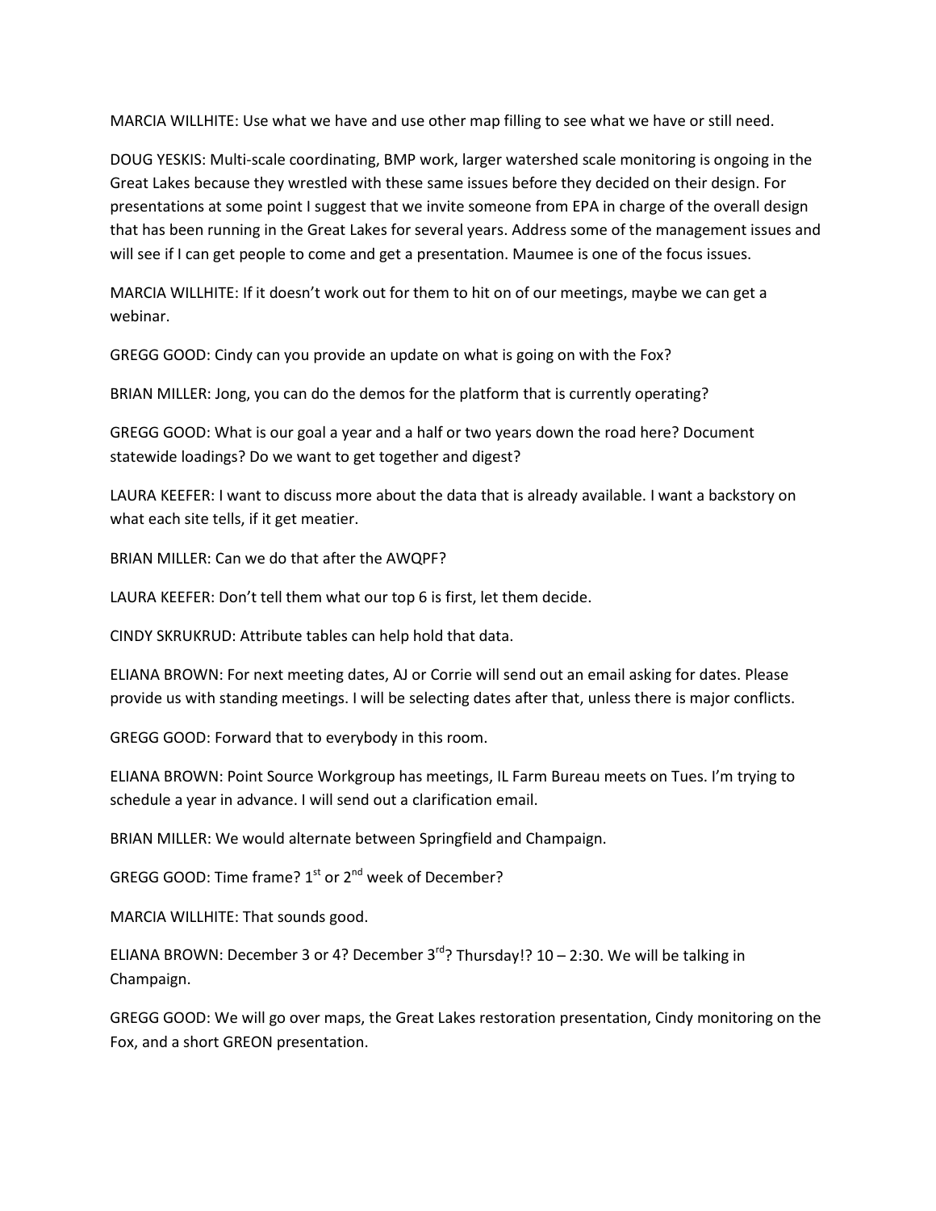MARCIA WILLHITE: Use what we have and use other map filling to see what we have or still need.

DOUG YESKIS: Multi-scale coordinating, BMP work, larger watershed scale monitoring is ongoing in the Great Lakes because they wrestled with these same issues before they decided on their design. For presentations at some point I suggest that we invite someone from EPA in charge of the overall design that has been running in the Great Lakes for several years. Address some of the management issues and will see if I can get people to come and get a presentation. Maumee is one of the focus issues.

MARCIA WILLHITE: If it doesn't work out for them to hit on of our meetings, maybe we can get a webinar.

GREGG GOOD: Cindy can you provide an update on what is going on with the Fox?

BRIAN MILLER: Jong, you can do the demos for the platform that is currently operating?

GREGG GOOD: What is our goal a year and a half or two years down the road here? Document statewide loadings? Do we want to get together and digest?

LAURA KEEFER: I want to discuss more about the data that is already available. I want a backstory on what each site tells, if it get meatier.

BRIAN MILLER: Can we do that after the AWQPF?

LAURA KEEFER: Don't tell them what our top 6 is first, let them decide.

CINDY SKRUKRUD: Attribute tables can help hold that data.

ELIANA BROWN: For next meeting dates, AJ or Corrie will send out an email asking for dates. Please provide us with standing meetings. I will be selecting dates after that, unless there is major conflicts.

GREGG GOOD: Forward that to everybody in this room.

ELIANA BROWN: Point Source Workgroup has meetings, IL Farm Bureau meets on Tues. I'm trying to schedule a year in advance. I will send out a clarification email.

BRIAN MILLER: We would alternate between Springfield and Champaign.

GREGG GOOD: Time frame? 1st or 2nd week of December?

MARCIA WILLHITE: That sounds good.

ELIANA BROWN: December 3 or 4? December 3rd? Thursday!? 10 – 2:30. We will be talking in Champaign.

GREGG GOOD: We will go over maps, the Great Lakes restoration presentation, Cindy monitoring on the Fox, and a short GREON presentation.